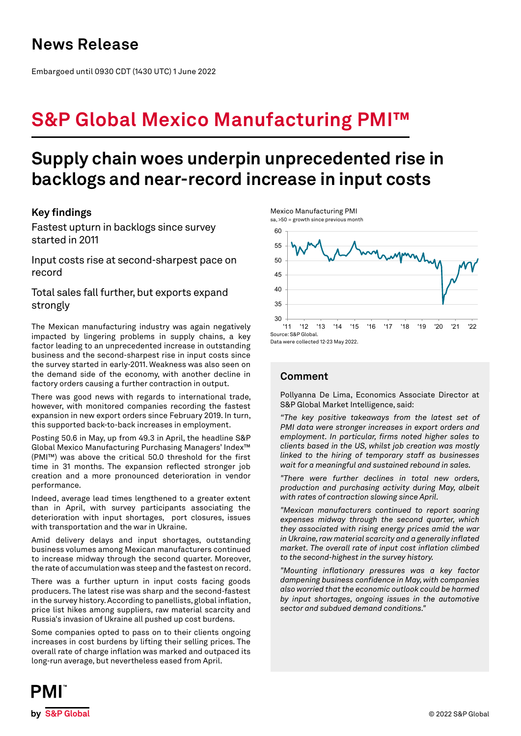# News Release

Embargoed until 0930 CDT (1430 UTC) 1 June 2022

# S&P Global Mexico Manufacturing PMI™

## Supply chain woes underpin unprecedented rise in backlogs and near-record increase in input costs

### Key findings

Fastest upturn in backlogs since survey started in 2011

Input costs rise at second-sharpest pace on record

Total sales fall further, but exports expand strongly

The Mexican manufacturing industry was again negatively impacted by lingering problems in supply chains, a key factor leading to an unprecedented increase in outstanding business and the second-sharpest rise in input costs since the survey started in early-2011. Weakness was also seen on the demand side of the economy, with another decline in factory orders causing a further contraction in output.

There was good news with regards to international trade, however, with monitored companies recording the fastest expansion in new export orders since February 2019. In turn, this supported back-to-back increases in employment.

Posting 50.6 in May, up from 49.3 in April, the headline S&P Global Mexico Manufacturing Purchasing Managers' Index™ (PMI™) was above the critical 50.0 threshold for the first time in 31 months. The expansion reflected stronger job creation and a more pronounced deterioration in vendor performance.

Indeed, average lead times lengthened to a greater extent than in April, with survey participants associating the deterioration with input shortages, port closures, issues with transportation and the war in Ukraine.

Amid delivery delays and input shortages, outstanding business volumes among Mexican manufacturers continued to increase midway through the second quarter. Moreover, the rate of accumulation was steep and the fastest on record.

There was a further upturn in input costs facing goods producers. The latest rise was sharp and the second-fastest in the survey history. According to panellists, global inflation, price list hikes among suppliers, raw material scarcity and Russia's invasion of Ukraine all pushed up cost burdens.

Some companies opted to pass on to their clients ongoing increases in cost burdens by lifting their selling prices. The overall rate of charge inflation was marked and outpaced its long-run average, but nevertheless eased from April.

Mexico Manufacturing PMI

sa, >50 = growth since previous month

Source: S&P Global.

Data were collected 12-23 May 2022.

### Comment

Pollyanna De Lima, Economics Associate Director at S&P Global Market Intelligence, said:

*"The key positive takeaways from the latest set of PMI data were stronger increases in export orders and employment. In particular, firms noted higher sales to clients based in the US, whilst job creation was mostly linked to the hiring of temporary staff as businesses wait for a meaningful and sustained rebound in sales.*

*"There were further declines in total new orders, production and purchasing activity during May, albeit with rates of contraction slowing since April.*

*"Mexican manufacturers continued to report soaring expenses midway through the second quarter, which they associated with rising energy prices amid the war in Ukraine, raw material scarcity and a generally inflated market. The overall rate of input cost inflation climbed to the second-highest in the survey history.*

*"Mounting inflationary pressures was a key factor dampening business confidence in May, with companies also worried that the economic outlook could be harmed by input shortages, ongoing issues in the automotive sector and subdued demand conditions."*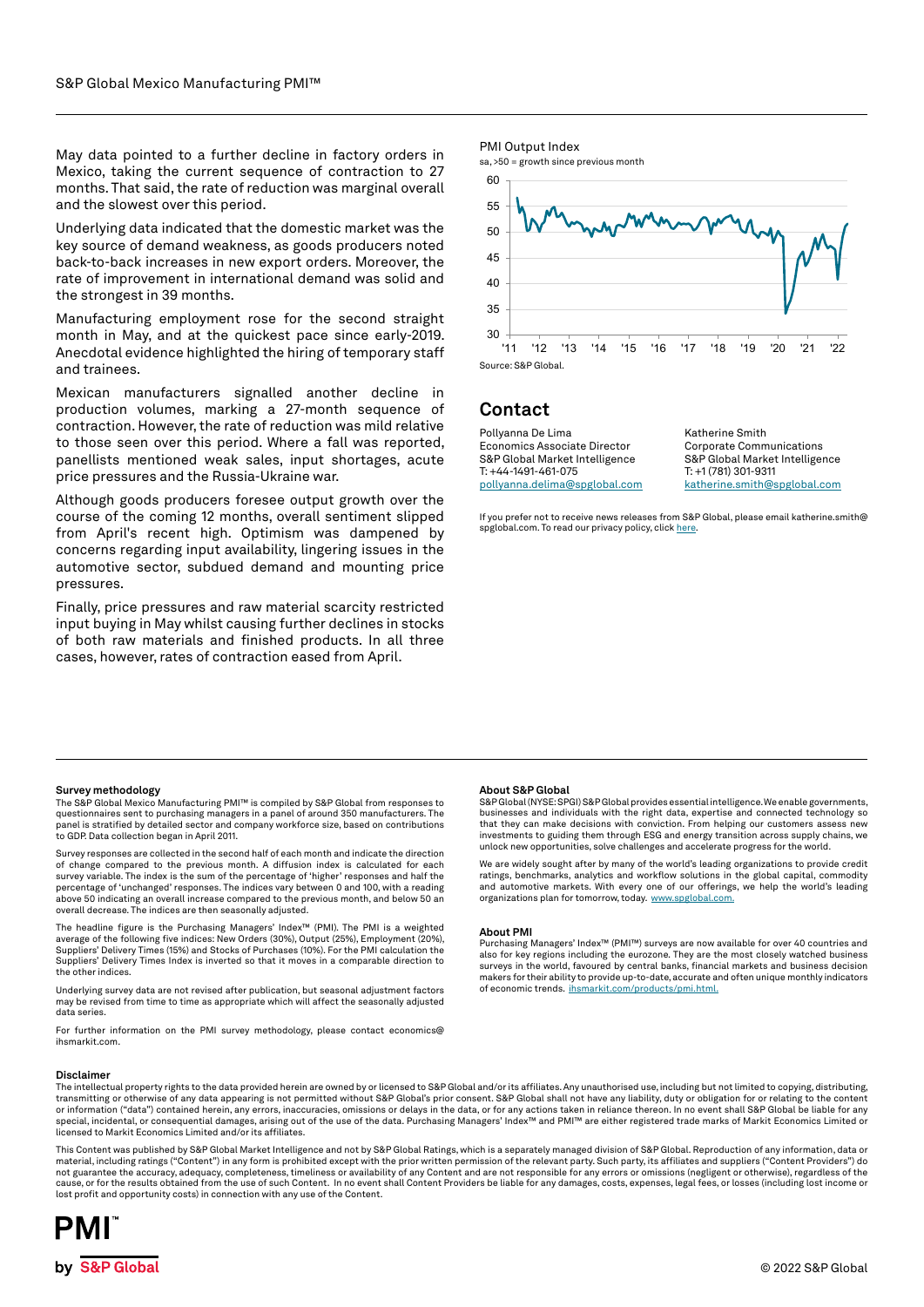May data pointed to a further decline in factory orders in Mexico, taking the current sequence of contraction to 27 months. That said, the rate of reduction was marginal overall and the slowest over this period.

Underlying data indicated that the domestic market was the key source of demand weakness, as goods producers noted back-to-back increases in new export orders. Moreover, the rate of improvement in international demand was solid and the strongest in 39 months.

Manufacturing employment rose for the second straight month in May, and at the quickest pace since early-2019. Anecdotal evidence highlighted the hiring of temporary staff and trainees.

Mexican manufacturers signalled another decline in production volumes, marking a 27-month sequence of contraction. However, the rate of reduction was mild relative to those seen over this period. Where a fall was reported, panellists mentioned weak sales, input shortages, acute price pressures and the Russia-Ukraine war.

Although goods producers foresee output growth over the course of the coming 12 months, overall sentiment slipped from April's recent high. Optimism was dampened by concerns regarding input availability, lingering issues in the automotive sector, subdued demand and mounting price pressures.

Finally, price pressures and raw material scarcity restricted input buying in May whilst causing further declines in stocks of both raw materials and finished products. In all three cases, however, rates of contraction eased from April.

PMI Output Index

sa, >50 = growth since previous month

60
55
50
45
40
35
30

'11 '12 '13 '14 '15 '16 '17 '18 '19 '20 '21 '22

Source: S&P Global.

## Contact

Pollyanna De Lima
Economics Associate Director
S&P Global Market Intelligence
T: +44-1491-461-075
pollyanna.delima@spglobal.com

Katherine Smith
Corporate Communications
S&P Global Market Intelligence
T: +1 (781) 301-9311
katherine.smith@spglobal.com

If you prefer not to receive news releases from S&P Global, please email katherine.smith@spglobal.com. To read our privacy policy, click here.

### Survey methodology

The S&P Global Mexico Manufacturing PMI™ is compiled by S&P Global from responses to questionnaires sent to purchasing managers in a panel of around 350 manufacturers. The panel is stratified by detailed sector and company workforce size, based on contributions to GDP. Data collection began in April 2011.

Survey responses are collected in the second half of each month and indicate the direction of change compared to the previous month. A diffusion index is calculated for each survey variable. The index is the sum of the percentage of 'higher' responses and half the percentage of 'unchanged' responses. The indices vary between 0 and 100, with a reading above 50 indicating an overall increase compared to the previous month, and below 50 an overall decrease. The indices are then seasonally adjusted.

The headline figure is the Purchasing Managers' Index™ (PMI). The PMI is a weighted average of the following five indices: New Orders (30%), Output (25%), Employment (20%), Suppliers' Delivery Times (15%) and Stocks of Purchases (10%). For the PMI calculation the Suppliers' Delivery Times Index is inverted so that it moves in a comparable direction to the other indices.

Underlying survey data are not revised after publication, but seasonal adjustment factors may be revised from time to time as appropriate which will affect the seasonally adjusted data series.

For further information on the PMI survey methodology, please contact economics@ihsmarkit.com.

### About S&P Global

S&P Global (NYSE: SPGI) S&P Global provides essential intelligence. We enable governments, businesses and individuals with the right data, expertise and connected technology so that they can make decisions with conviction. From helping our customers assess new investments to guiding them through ESG and energy transition across supply chains, we unlock new opportunities, solve challenges and accelerate progress for the world.

We are widely sought after by many of the world's leading organizations to provide credit ratings, benchmarks, analytics and workflow solutions in the global capital, commodity and automotive markets. With every one of our offerings, we help the world's leading organizations plan for tomorrow, today. www.spglobal.com.

### About PMI

Purchasing Managers' Index™ (PMI™) surveys are now available for over 40 countries and also for key regions including the eurozone. They are the most closely watched business surveys in the world, favoured by central banks, financial markets and business decision makers for their ability to provide up-to-date, accurate and often unique monthly indicators of economic trends. ihsmarkit.com/products/pmi.html.

### Disclaimer

The intellectual property rights to the data provided herein are owned by or licensed to S&P Global and/or its affiliates. Any unauthorised use, including but not limited to copying, distributing, transmitting or otherwise of any data appearing is not permitted without S&P Global's prior consent. S&P Global shall not have any liability, duty or obligation for or relating to the content or information ("data") contained herein, any errors, inaccuracies, omissions or delays in the data, or for any actions taken in reliance thereon. In no event shall S&P Global be liable for any special, incidental, or consequential damages, arising out of the use of the data. Purchasing Managers' Index™ and PMI™ are either registered trade marks of Markit Economics Limited or licensed to Markit Economics Limited and/or its affiliates.

This Content was published by S&P Global Market Intelligence and not by S&P Global Ratings, which is a separately managed division of S&P Global. Reproduction of any information, data or material, including ratings ("Content") in any form is prohibited except with the prior written permission of the relevant party. Such party, its affiliates and suppliers ("Content Providers") do not guarantee the accuracy, adequacy, completeness, timeliness or availability of any Content and are not responsible for any errors or omissions (negligent or otherwise), regardless of the cause, or for the results obtained from the use of such Content. In no event shall Content Providers be liable for any damages, costs, expenses, legal fees, or losses (including lost income or lost profit and opportunity costs) in connection with any use of the Content.

PMI™ by S&P Global

© 2022 S&P Global